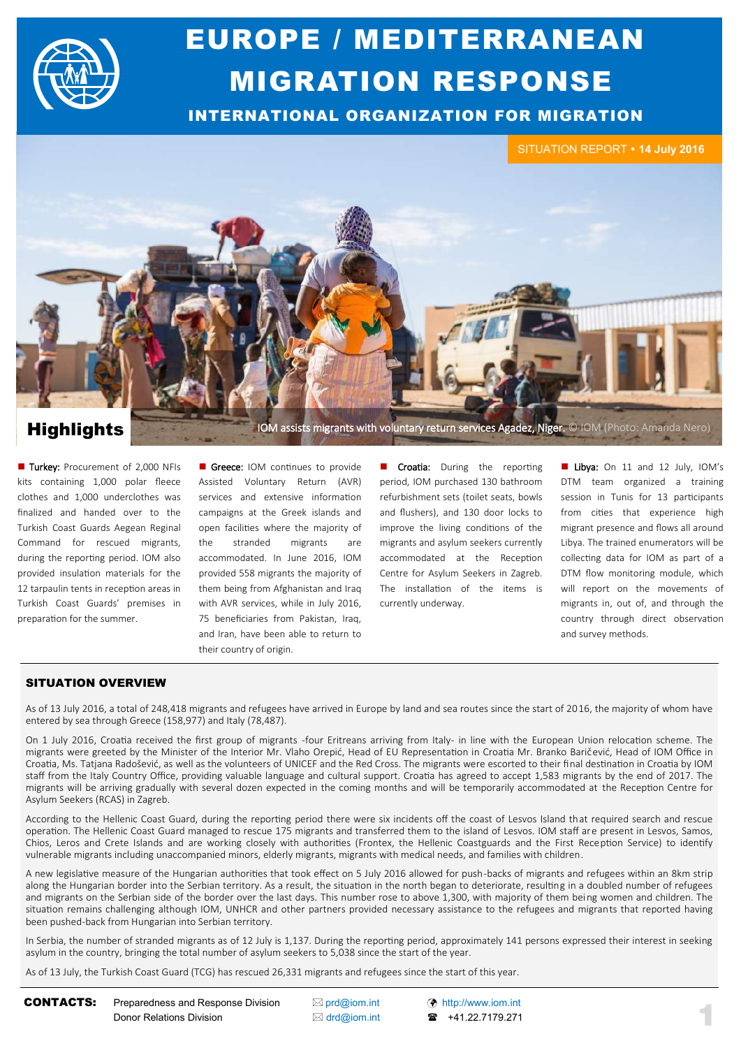# EUROPE / MEDITERRANEAN MIGRATION RESPONSE

## INTERNATIONAL ORGANIZATION FOR MIGRATION

SITUATION REPORT • **14 July 2016**

IOM assists migrants with voluntary return services Agadez, Niger. © IOM (Photo: Amanda Nero)

## Highlights

- **Turkey:** Procurement of 2,000 NFIs kits containing 1,000 polar fleece clothes and 1,000 underclothes was finalized and handed over to the Turkish Coast Guards Aegean Reginal Command for rescued migrants, during the reporting period. IOM also provided insulation materials for the 12 tarpaulin tents in reception areas in Turkish Coast Guards' premises in preparation for the summer.

- **Greece:** IOM continues to provide Assisted Voluntary Return (AVR) services and extensive information campaigns at the Greek islands and open facilities where the majority of the stranded migrants are accommodated. In June 2016, IOM provided 558 migrants the majority of them being from Afghanistan and Iraq with AVR services, while in July 2016, 75 beneficiaries from Pakistan, Iraq, and Iran, have been able to return to their country of origin.

- **Croatia:** During the reporting period, IOM purchased 130 bathroom refurbishment sets (toilet seats, bowls and flushers), and 130 door locks to improve the living conditions of the migrants and asylum seekers currently accommodated at the Reception Centre for Asylum Seekers in Zagreb. The installation of the items is currently underway.

- **Libya:** On 11 and 12 July, IOM's DTM team organized a training session in Tunis for 13 participants from cities that experience high migrant presence and flows all around Libya. The trained enumerators will be collecting data for IOM as part of a DTM flow monitoring module, which will report on the movements of migrants in, out of, and through the country through direct observation and survey methods.

## SITUATION OVERVIEW

As of 13 July 2016, a total of 248,418 migrants and refugees have arrived in Europe by land and sea routes since the start of 2016, the majority of whom have entered by sea through Greece (158,977) and Italy (78,487).

On 1 July 2016, Croatia received the first group of migrants -four Eritreans arriving from Italy- in line with the European Union relocation scheme. The migrants were greeted by the Minister of the Interior Mr. Vlaho Orepić, Head of EU Representation in Croatia Mr. Branko Baričević, Head of IOM Office in Croatia, Ms. Tatjana Radošević, as well as the volunteers of UNICEF and the Red Cross. The migrants were escorted to their final destination in Croatia by IOM staff from the Italy Country Office, providing valuable language and cultural support. Croatia has agreed to accept 1,583 migrants by the end of 2017. The migrants will be arriving gradually with several dozen expected in the coming months and will be temporarily accommodated at the Reception Centre for Asylum Seekers (RCAS) in Zagreb.

According to the Hellenic Coast Guard, during the reporting period there were six incidents off the coast of Lesvos Island that required search and rescue operation. The Hellenic Coast Guard managed to rescue 175 migrants and transferred them to the island of Lesvos. IOM staff are present in Lesvos, Samos, Chios, Leros and Crete Islands and are working closely with authorities (Frontex, the Hellenic Coastguards and the First Reception Service) to identify vulnerable migrants including unaccompanied minors, elderly migrants, migrants with medical needs, and families with children.

A new legislative measure of the Hungarian authorities that took effect on 5 July 2016 allowed for push-backs of migrants and refugees within an 8km strip along the Hungarian border into the Serbian territory. As a result, the situation in the north began to deteriorate, resulting in a doubled number of refugees and migrants on the Serbian side of the border over the last days. This number rose to above 1,300, with majority of them being women and children. The situation remains challenging although IOM, UNHCR and other partners provided necessary assistance to the refugees and migrants that reported having been pushed-back from Hungarian into Serbian territory.

In Serbia, the number of stranded migrants as of 12 July is 1,137. During the reporting period, approximately 141 persons expressed their interest in seeking asylum in the country, bringing the total number of asylum seekers to 5,038 since the start of the year.

As of 13 July, the Turkish Coast Guard (TCG) has rescued 26,331 migrants and refugees since the start of this year.

**CONTACTS:** Preparedness and Response Division — prd@iom.int — http://www.iom.int
Donor Relations Division — drd@iom.int — +41.22.7179.271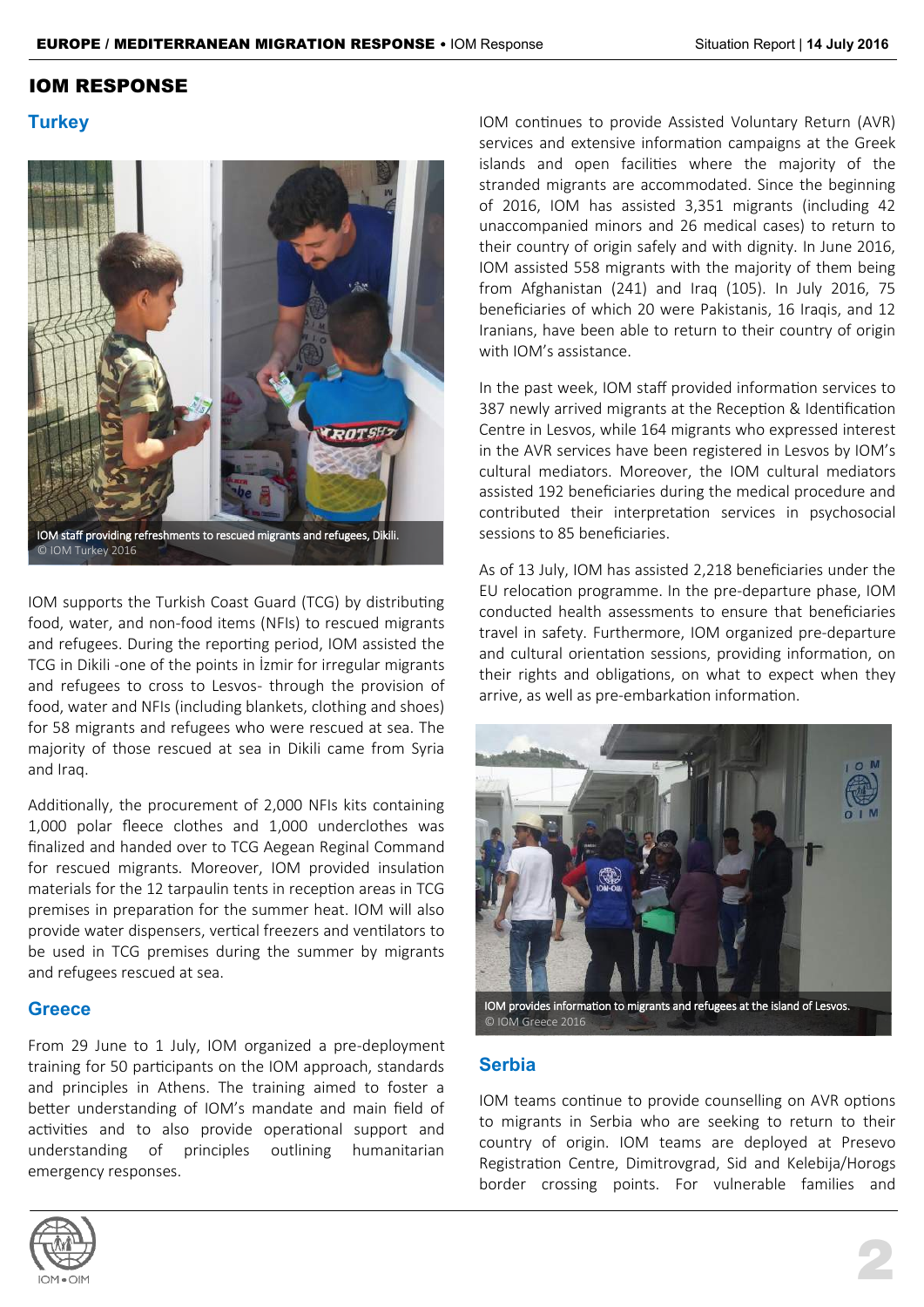# IOM RESPONSE

## Turkey

IOM staff providing refreshments to rescued migrants and refugees, Dikili.
© IOM Turkey 2016

IOM supports the Turkish Coast Guard (TCG) by distributing food, water, and non-food items (NFIs) to rescued migrants and refugees. During the reporting period, IOM assisted the TCG in Dikili -one of the points in İzmir for irregular migrants and refugees to cross to Lesvos- through the provision of food, water and NFIs (including blankets, clothing and shoes) for 58 migrants and refugees who were rescued at sea. The majority of those rescued at sea in Dikili came from Syria and Iraq.

Additionally, the procurement of 2,000 NFIs kits containing 1,000 polar fleece clothes and 1,000 underclothes was finalized and handed over to TCG Aegean Reginal Command for rescued migrants. Moreover, IOM provided insulation materials for the 12 tarpaulin tents in reception areas in TCG premises in preparation for the summer heat. IOM will also provide water dispensers, vertical freezers and ventilators to be used in TCG premises during the summer by migrants and refugees rescued at sea.

## Greece

From 29 June to 1 July, IOM organized a pre-deployment training for 50 participants on the IOM approach, standards and principles in Athens. The training aimed to foster a better understanding of IOM's mandate and main field of activities and to also provide operational support and understanding of principles outlining humanitarian emergency responses.

IOM continues to provide Assisted Voluntary Return (AVR) services and extensive information campaigns at the Greek islands and open facilities where the majority of the stranded migrants are accommodated. Since the beginning of 2016, IOM has assisted 3,351 migrants (including 42 unaccompanied minors and 26 medical cases) to return to their country of origin safely and with dignity. In June 2016, IOM assisted 558 migrants with the majority of them being from Afghanistan (241) and Iraq (105). In July 2016, 75 beneficiaries of which 20 were Pakistanis, 16 Iraqis, and 12 Iranians, have been able to return to their country of origin with IOM's assistance.

In the past week, IOM staff provided information services to 387 newly arrived migrants at the Reception & Identification Centre in Lesvos, while 164 migrants who expressed interest in the AVR services have been registered in Lesvos by IOM's cultural mediators. Moreover, the IOM cultural mediators assisted 192 beneficiaries during the medical procedure and contributed their interpretation services in psychosocial sessions to 85 beneficiaries.

As of 13 July, IOM has assisted 2,218 beneficiaries under the EU relocation programme. In the pre-departure phase, IOM conducted health assessments to ensure that beneficiaries travel in safety. Furthermore, IOM organized pre-departure and cultural orientation sessions, providing information, on their rights and obligations, on what to expect when they arrive, as well as pre-embarkation information.

IOM provides information to migrants and refugees at the island of Lesvos.
© IOM Greece 2016

## Serbia

IOM teams continue to provide counselling on AVR options to migrants in Serbia who are seeking to return to their country of origin. IOM teams are deployed at Presevo Registration Centre, Dimitrovgrad, Sid and Kelebija/Horogs border crossing points. For vulnerable families and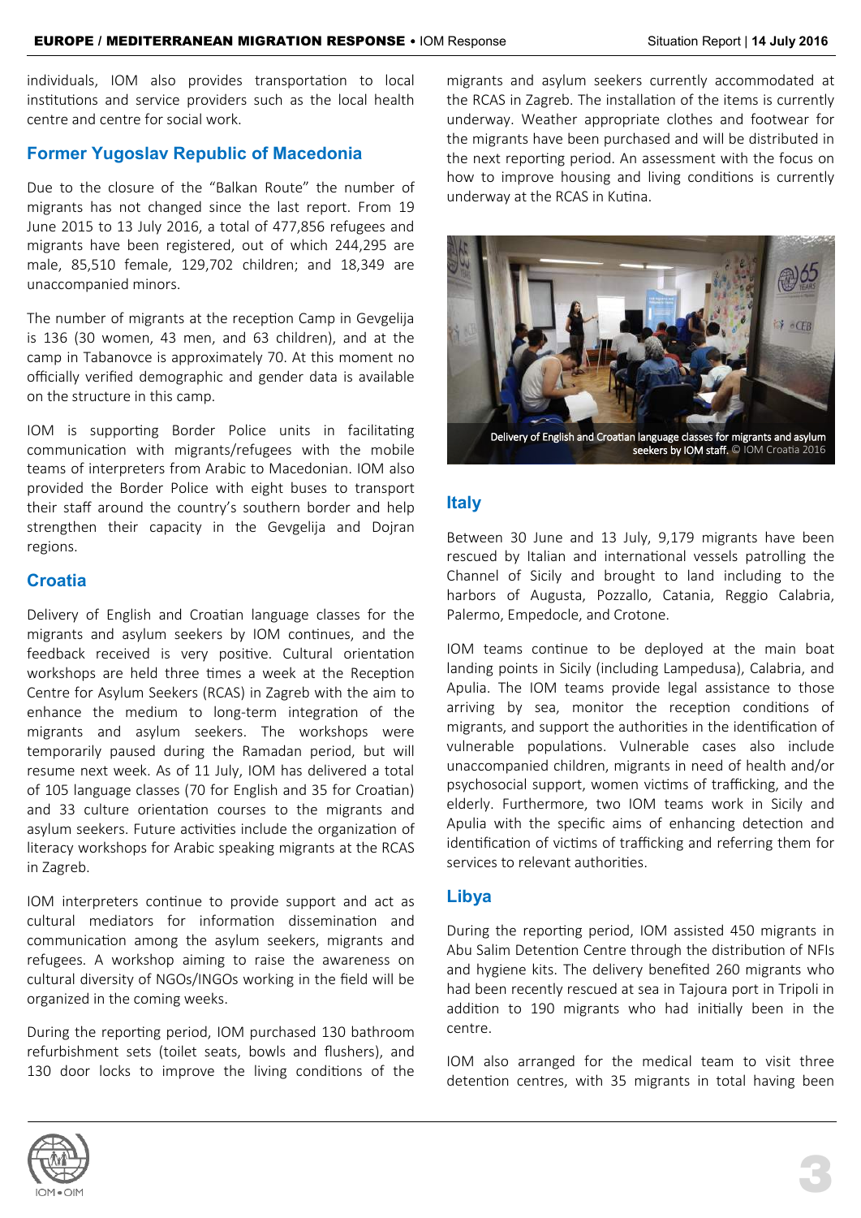individuals, IOM also provides transportation to local institutions and service providers such as the local health centre and centre for social work.

## Former Yugoslav Republic of Macedonia

Due to the closure of the "Balkan Route" the number of migrants has not changed since the last report. From 19 June 2015 to 13 July 2016, a total of 477,856 refugees and migrants have been registered, out of which 244,295 are male, 85,510 female, 129,702 children; and 18,349 are unaccompanied minors.

The number of migrants at the reception Camp in Gevgelija is 136 (30 women, 43 men, and 63 children), and at the camp in Tabanovce is approximately 70. At this moment no officially verified demographic and gender data is available on the structure in this camp.

IOM is supporting Border Police units in facilitating communication with migrants/refugees with the mobile teams of interpreters from Arabic to Macedonian. IOM also provided the Border Police with eight buses to transport their staff around the country's southern border and help strengthen their capacity in the Gevgelija and Dojran regions.

## Croatia

Delivery of English and Croatian language classes for the migrants and asylum seekers by IOM continues, and the feedback received is very positive. Cultural orientation workshops are held three times a week at the Reception Centre for Asylum Seekers (RCAS) in Zagreb with the aim to enhance the medium to long-term integration of the migrants and asylum seekers. The workshops were temporarily paused during the Ramadan period, but will resume next week. As of 11 July, IOM has delivered a total of 105 language classes (70 for English and 35 for Croatian) and 33 culture orientation courses to the migrants and asylum seekers. Future activities include the organization of literacy workshops for Arabic speaking migrants at the RCAS in Zagreb.

IOM interpreters continue to provide support and act as cultural mediators for information dissemination and communication among the asylum seekers, migrants and refugees. A workshop aiming to raise the awareness on cultural diversity of NGOs/INGOs working in the field will be organized in the coming weeks.

During the reporting period, IOM purchased 130 bathroom refurbishment sets (toilet seats, bowls and flushers), and 130 door locks to improve the living conditions of the migrants and asylum seekers currently accommodated at the RCAS in Zagreb. The installation of the items is currently underway. Weather appropriate clothes and footwear for the migrants have been purchased and will be distributed in the next reporting period. An assessment with the focus on how to improve housing and living conditions is currently underway at the RCAS in Kutina.

Delivery of English and Croatian language classes for migrants and asylum seekers by IOM staff. © IOM Croatia 2016

## Italy

Between 30 June and 13 July, 9,179 migrants have been rescued by Italian and international vessels patrolling the Channel of Sicily and brought to land including to the harbors of Augusta, Pozzallo, Catania, Reggio Calabria, Palermo, Empedocle, and Crotone.

IOM teams continue to be deployed at the main boat landing points in Sicily (including Lampedusa), Calabria, and Apulia. The IOM teams provide legal assistance to those arriving by sea, monitor the reception conditions of migrants, and support the authorities in the identification of vulnerable populations. Vulnerable cases also include unaccompanied children, migrants in need of health and/or psychosocial support, women victims of trafficking, and the elderly. Furthermore, two IOM teams work in Sicily and Apulia with the specific aims of enhancing detection and identification of victims of trafficking and referring them for services to relevant authorities.

## Libya

During the reporting period, IOM assisted 450 migrants in Abu Salim Detention Centre through the distribution of NFIs and hygiene kits. The delivery benefited 260 migrants who had been recently rescued at sea in Tajoura port in Tripoli in addition to 190 migrants who had initially been in the centre.

IOM also arranged for the medical team to visit three detention centres, with 35 migrants in total having been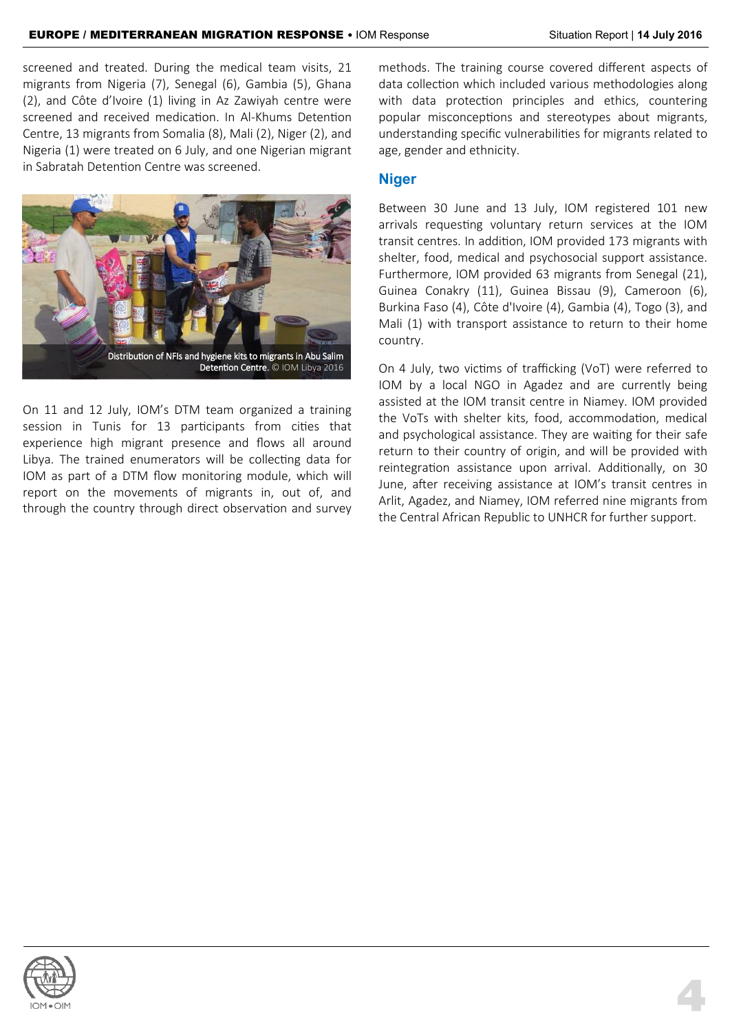screened and treated. During the medical team visits, 21 migrants from Nigeria (7), Senegal (6), Gambia (5), Ghana (2), and Côte d'Ivoire (1) living in Az Zawiyah centre were screened and received medication. In Al-Khums Detention Centre, 13 migrants from Somalia (8), Mali (2), Niger (2), and Nigeria (1) were treated on 6 July, and one Nigerian migrant in Sabratah Detention Centre was screened.

Distribution of NFIs and hygiene kits to migrants in Abu Salim Detention Centre. © IOM Libya 2016

On 11 and 12 July, IOM's DTM team organized a training session in Tunis for 13 participants from cities that experience high migrant presence and flows all around Libya. The trained enumerators will be collecting data for IOM as part of a DTM flow monitoring module, which will report on the movements of migrants in, out of, and through the country through direct observation and survey methods. The training course covered different aspects of data collection which included various methodologies along with data protection principles and ethics, countering popular misconceptions and stereotypes about migrants, understanding specific vulnerabilities for migrants related to age, gender and ethnicity.

## Niger

Between 30 June and 13 July, IOM registered 101 new arrivals requesting voluntary return services at the IOM transit centres. In addition, IOM provided 173 migrants with shelter, food, medical and psychosocial support assistance. Furthermore, IOM provided 63 migrants from Senegal (21), Guinea Conakry (11), Guinea Bissau (9), Cameroon (6), Burkina Faso (4), Côte d'Ivoire (4), Gambia (4), Togo (3), and Mali (1) with transport assistance to return to their home country.

On 4 July, two victims of trafficking (VoT) were referred to IOM by a local NGO in Agadez and are currently being assisted at the IOM transit centre in Niamey. IOM provided the VoTs with shelter kits, food, accommodation, medical and psychological assistance. They are waiting for their safe return to their country of origin, and will be provided with reintegration assistance upon arrival. Additionally, on 30 June, after receiving assistance at IOM's transit centres in Arlit, Agadez, and Niamey, IOM referred nine migrants from the Central African Republic to UNHCR for further support.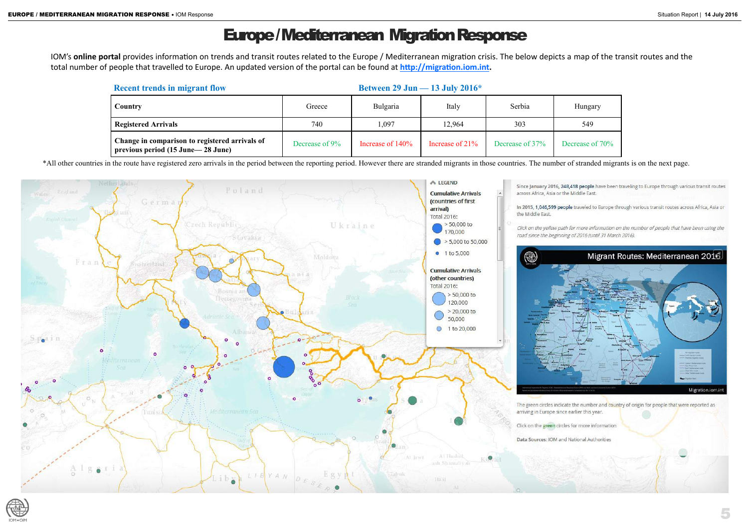# Europe / Mediterranean Migration Response

IOM's **online portal** provides information on trends and transit routes related to the Europe / Mediterranean migration crisis. The below depicts a map of the transit routes and the total number of people that travelled to Europe. An updated version of the portal can be found at **http://migration.iom.int**.

**Recent trends in migrant flow** — **Between 29 Jun — 13 July 2016***

| Country | Greece | Bulgaria | Italy | Serbia | Hungary |
|---|---|---|---|---|---|
| Registered Arrivals | 740 | 1,097 | 12,964 | 303 | 549 |
| Change in comparison to registered arrivals of previous period (15 June— 28 June) | Decrease of 9% | Increase of 140% | Increase of 21% | Decrease of 37% | Decrease of 70% |

*All other countries in the route have registered zero arrivals in the period between the reporting period. However there are stranded migrants in those countries. The number of stranded migrants is on the next page.

LEGEND

Cumulative Arrivals (countries of first arrival)
Total 2016:
> 50,000 to 170,000
> 5,000 to 50,000
1 to 5,000

Cumulative Arrivals (other countries)
Total 2016:
> 50,000 to 120,000
> 20,000 to 50,000
1 to 20,000

Since January 2016, 248,418 people have been traveling to Europe through various transit routes across Africa, Asia or the Middle East.

In 2015, 1,046,599 people traveled to Europe through various transit routes across Africa, Asia or the Middle East.

*Click on the yellow path for more information on the number of people that have been using the road since the beginning of 2016 (until 31 March 2016).*

Migrant Routes: Mediterranean 2016

Migration.iom.int

The green circles indicate the number and country of origin for people that were reported as arriving in Europe since earlier this year.

Click on the green circles for more information

Data Sources: IOM and National Authorities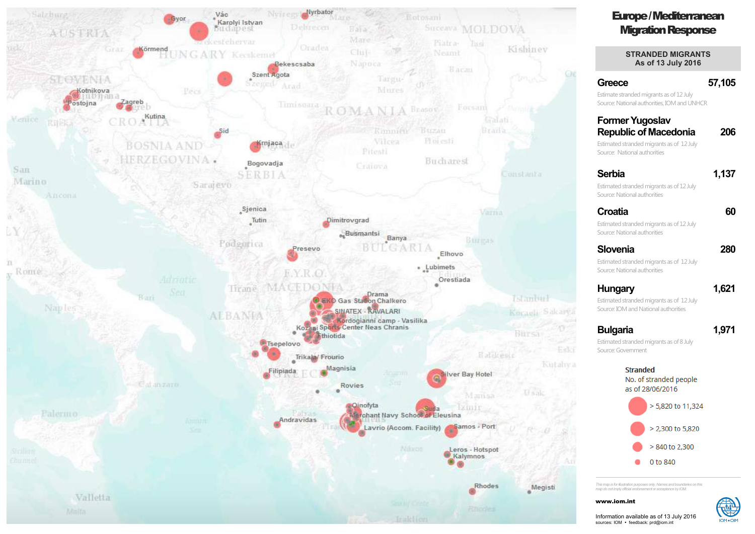# Europe / Mediterranean Migration Response

## STRANDED MIGRANTS
As of 13 July 2016

**Greece** **57,105**

Estimate stranded migrants as of 12 July
Source: National authorities, IOM and UNHCR

**Former Yugoslav Republic of Macedonia** **206**

Estimated stranded migrants as of 12 July
Source: National authorities

**Serbia** **1,137**

Estimated stranded migrants as of 12 July
Source: National authorities

**Croatia** **60**

Estimated stranded migrants as of 12 July
Source: National authorities

**Slovenia** **280**

Estimated stranded migrants as of 12 July
Source: National authorities

**Hungary** **1,621**

Estimated stranded migrants as of 12 July
Source: IOM and National authorities

**Bulgaria** **1,971**

Estimated stranded migrants as of 8 July
Source: Government

**Stranded**
No. of stranded people
as of 28/06/2016

> 5,820 to 11,324
> 2,300 to 5,820
> 840 to 2,300
0 to 840

Gyor
Vác
Karolyi Istvan
Nyrbator
Körmend
Bekescsaba
Szent Agota
Kotnikova
Postojna
Zagreb
Kutina
Sid
Krnjaca
Bogovadja
Sjenica
Tutin
Dimitrovgrad
Busmantsi
Banya
Elhovo
Lubimets
Orestiada
Presevo
Drama
EKO Gas Station Chalkero
SINATEX - KAVALARI
Kordogianni camp - Vasilika
Kozani
Sports Center Neas Chranis
Fthiotida
Tsepelovo
Trikala/ Frourio
Magnisia
Filipiada
Rovies
Silver Bay Hotel
Oinofyta
Suda
Merchant Navy School of Eleusina
Andravidas
Lavrio (Accom. Facility)
Samos - Port
Leros - Hotspot
Kalymnos
Rhodes
Megisti

This map is for illustration purposes only. Names and boundaries on this map do not imply official endorsement or acceptance by IOM.

www.iom.int

Information available as of 13 July 2016
sources: IOM • feedback: prd@iom.int

IOM • OIM